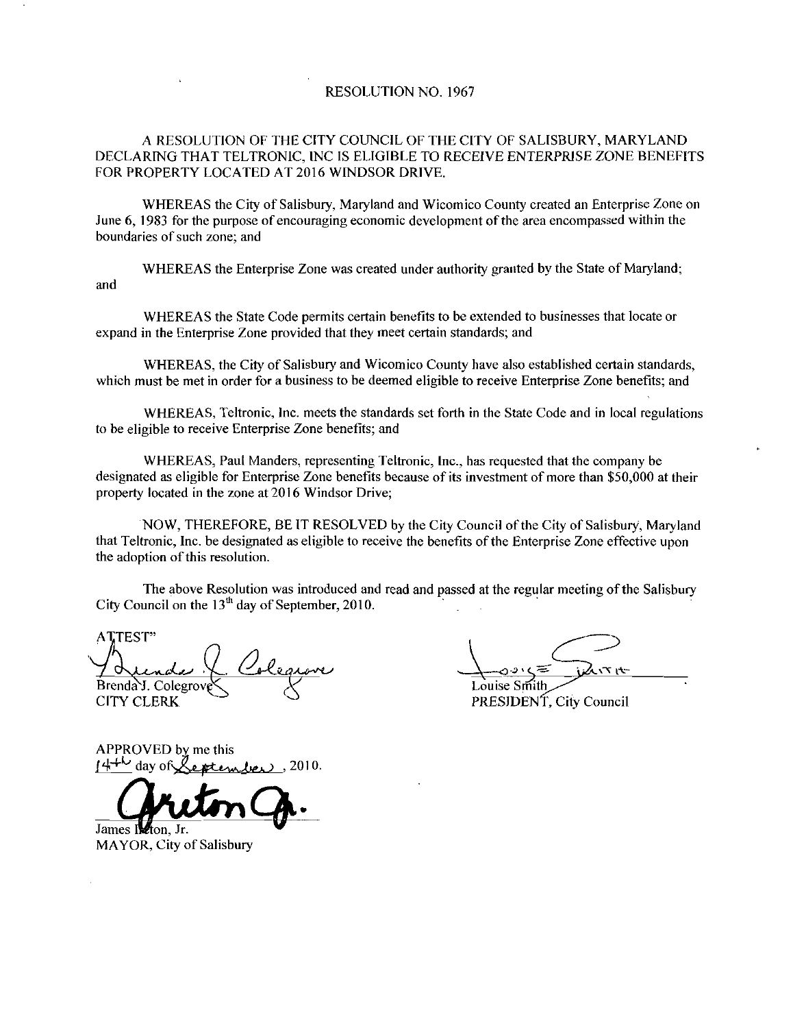RESOLUTION NO. 1967

A RESOLUTION OF THE CITY COUNCIL OF THE CITY OF SALISBURY, MARYLAND DECLARING THAT TELTRONIC, INC IS ELIGIBLE TO RECEIVE ENTERPRISE ZONE BENEFITS FOR PROPERTY LOCATED AT 2016 WINDSOR DRIVE.

WHEREAS the City of Salisbury, Maryland and Wicomico County created an Enterprise Zone on June 6, 1983 for the purpose of encouraging economic development of the area encompassed within the boundaries of such zone; and

WHEREAS the Enterprise Zone was created under authority granted by the State of Maryland; and

WHEREAS the State Code permits certain benefits to be extended to businesses that locate or expand in the Enterprise Zone provided that they meet certain standards; and

WHEREAS, the City of Salisbury and Wicomico County have also established certain standards, which must be met in order for a business to be deemed eligible to receive Enterprise Zone benefits; and

WHEREAS, Teltronic, Inc. meets the standards set forth in the State Code and in local regulations to be eligible to receive Enterprise Zone benefits; and

WHEREAS, Paul Manders, representing Teltronic, Inc., has requested that the company be designated as eligible for Enterprise Zone benefits because of its investment of more than $50,000 at their property located in the zone at 2016 Windsor Drive;

NOW, THEREFORE, BE IT RESOLVED by the City Council of the City of Salisbury, Maryland that Teltronic, Inc. be designated as eligible to receive the benefits of the Enterprise Zone effective upon the adoption of this resolution.

The above Resolution was introduced and read and passed at the regular meeting of the Salisbury City Council on the 13th day of September, 2010.

ATTEST"

Brenda J. Colegrove
CITY CLERK

Louise Smith
PRESIDENT, City Council

APPROVED by me this
14th day of September, 2010.

James Ireton, Jr.
MAYOR, City of Salisbury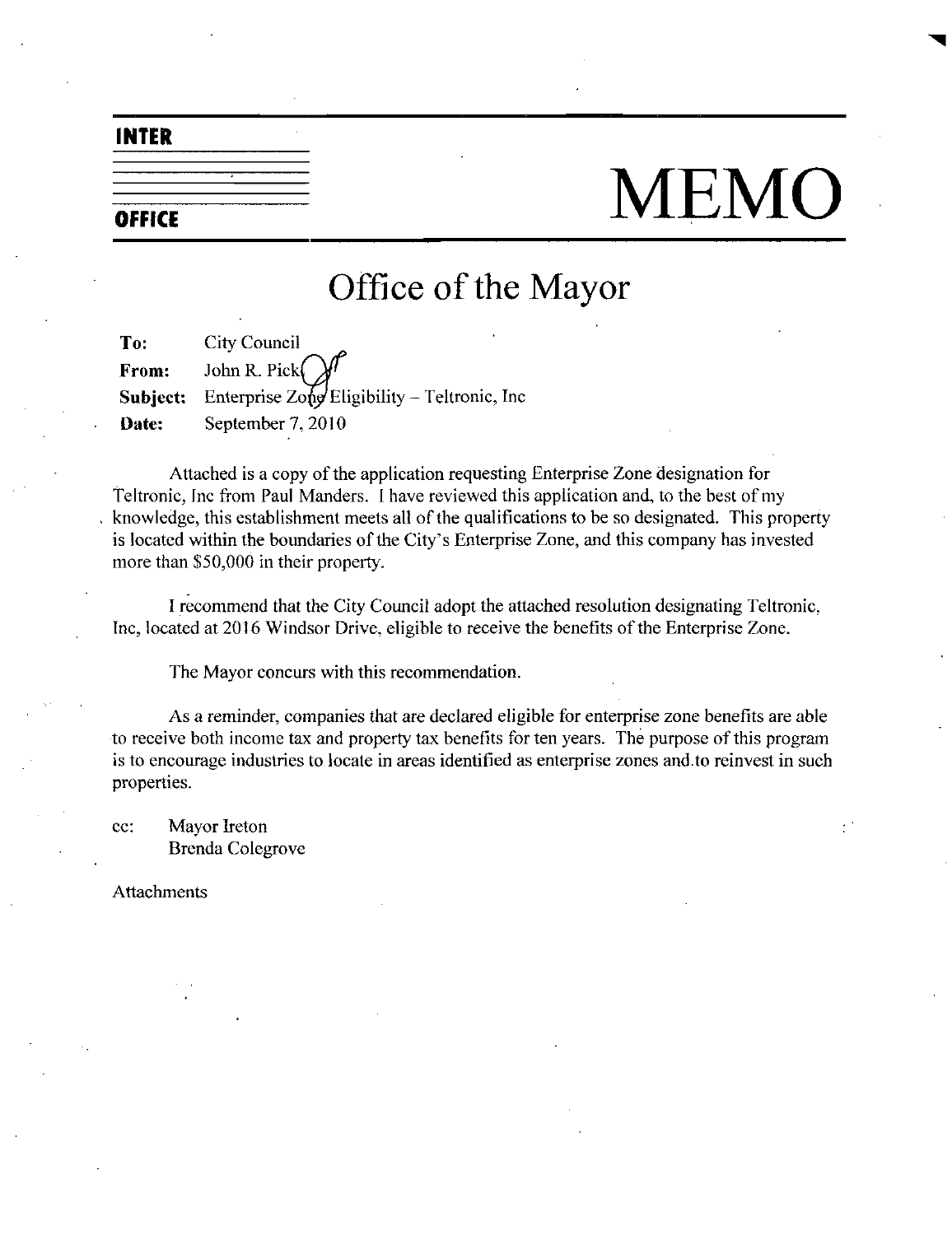**INTER**

**OFFICE**

# MEMO

## Office of the Mayor

**To:** City Council
**From:** John R. Pick
**Subject:** Enterprise Zone Eligibility – Teltronic, Inc
**Date:** September 7, 2010

Attached is a copy of the application requesting Enterprise Zone designation for Teltronic, Inc from Paul Manders. I have reviewed this application and, to the best of my knowledge, this establishment meets all of the qualifications to be so designated. This property is located within the boundaries of the City's Enterprise Zone, and this company has invested more than $50,000 in their property.

I recommend that the City Council adopt the attached resolution designating Teltronic, Inc, located at 2016 Windsor Drive, eligible to receive the benefits of the Enterprise Zone.

The Mayor concurs with this recommendation.

As a reminder, companies that are declared eligible for enterprise zone benefits are able to receive both income tax and property tax benefits for ten years. The purpose of this program is to encourage industries to locate in areas identified as enterprise zones and to reinvest in such properties.

cc: Mayor Ireton
Brenda Colegrove

Attachments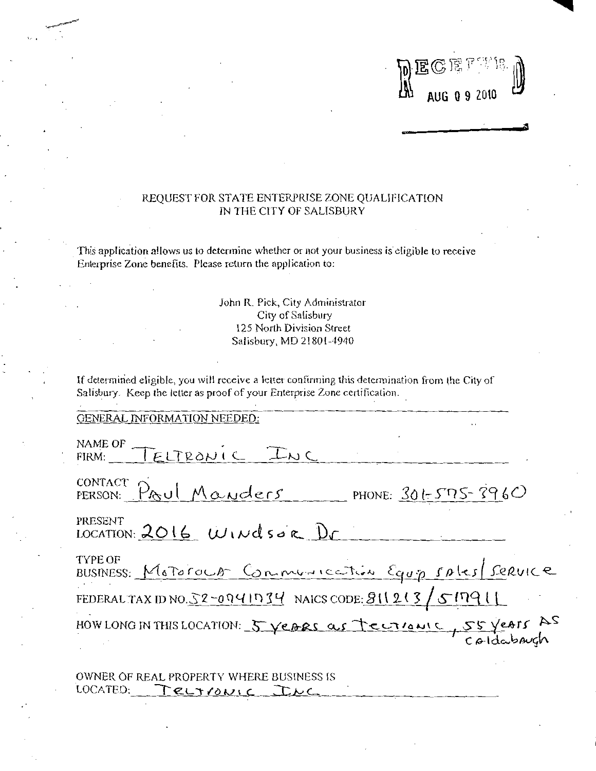RECEIVED
AUG 09 2010

REQUEST FOR STATE ENTERPRISE ZONE QUALIFICATION
IN THE CITY OF SALISBURY

This application allows us to determine whether or not your business is eligible to receive Enterprise Zone benefits. Please return the application to:

John R. Pick, City Administrator
City of Salisbury
125 North Division Street
Salisbury, MD 21801-4940

If determined eligible, you will receive a letter confirming this determination from the City of Salisbury. Keep the letter as proof of your Enterprise Zone certification.

GENERAL INFORMATION NEEDED:

NAME OF FIRM: TELTRONIC INC

CONTACT PERSON: Paul Manders PHONE: 301-575-3960

PRESENT LOCATION: 2016 Windsor Dr

TYPE OF BUSINESS: Motorola Communication Equip sales/service

FEDERAL TAX ID NO. 52-0941034 NAICS CODE: 811213/517911

HOW LONG IN THIS LOCATION: 5 years as Teltronic, 55 years as Caldabaugh

OWNER OF REAL PROPERTY WHERE BUSINESS IS LOCATED: Teltronic Inc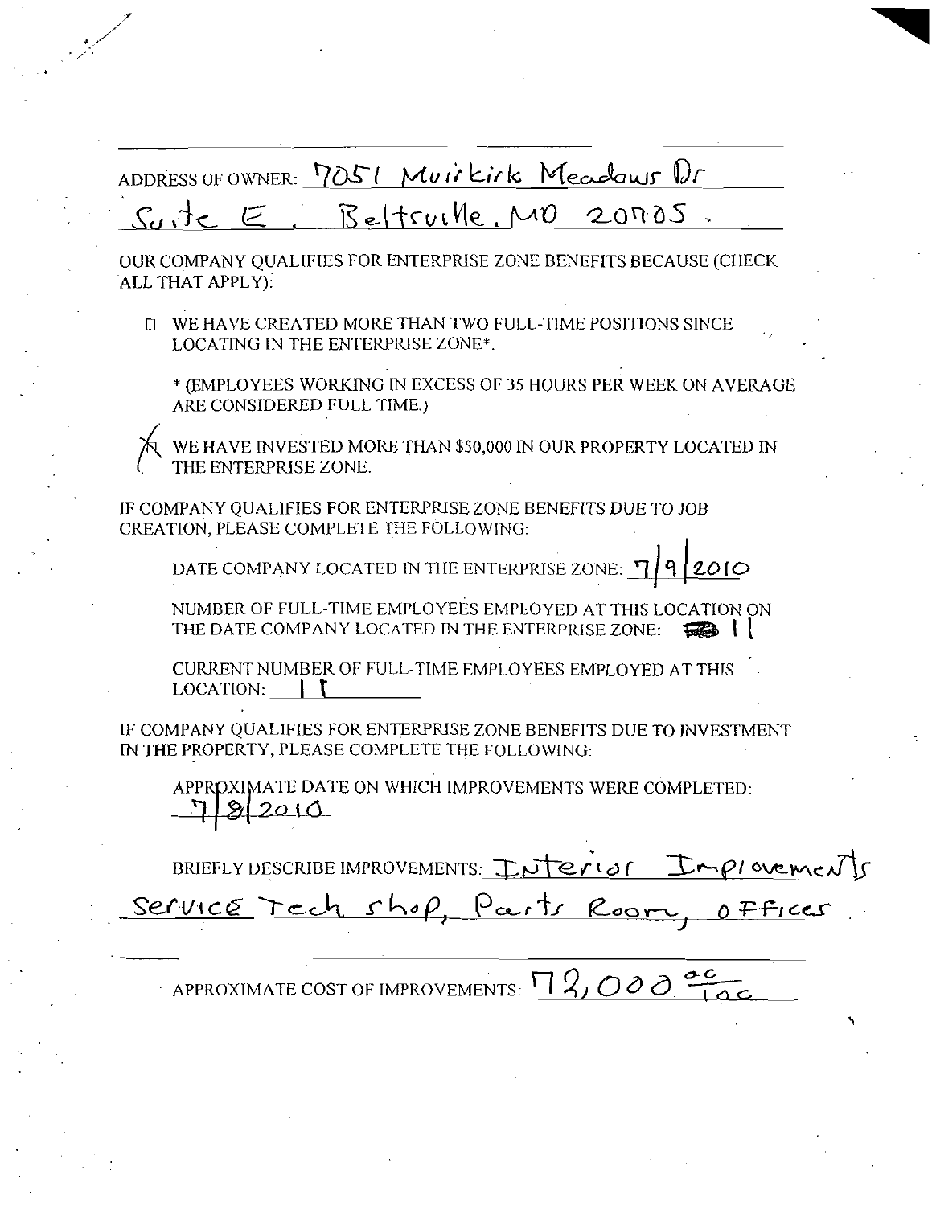ADDRESS OF OWNER: 7051 Muirkirk Meadows Dr Suite E, Beltsville, MD 20705.

OUR COMPANY QUALIFIES FOR ENTERPRISE ZONE BENEFITS BECAUSE (CHECK ALL THAT APPLY):

- [ ] WE HAVE CREATED MORE THAN TWO FULL-TIME POSITIONS SINCE LOCATING IN THE ENTERPRISE ZONE*.

  * (EMPLOYEES WORKING IN EXCESS OF 35 HOURS PER WEEK ON AVERAGE ARE CONSIDERED FULL TIME.)

- [X] WE HAVE INVESTED MORE THAN $50,000 IN OUR PROPERTY LOCATED IN THE ENTERPRISE ZONE.

IF COMPANY QUALIFIES FOR ENTERPRISE ZONE BENEFITS DUE TO JOB CREATION, PLEASE COMPLETE THE FOLLOWING:

DATE COMPANY LOCATED IN THE ENTERPRISE ZONE: 7/9/2010

NUMBER OF FULL-TIME EMPLOYEES EMPLOYED AT THIS LOCATION ON THE DATE COMPANY LOCATED IN THE ENTERPRISE ZONE: 11

CURRENT NUMBER OF FULL-TIME EMPLOYEES EMPLOYED AT THIS LOCATION: 11

IF COMPANY QUALIFIES FOR ENTERPRISE ZONE BENEFITS DUE TO INVESTMENT IN THE PROPERTY, PLEASE COMPLETE THE FOLLOWING:

APPROXIMATE DATE ON WHICH IMPROVEMENTS WERE COMPLETED: 7/8/2010

BRIEFLY DESCRIBE IMPROVEMENTS: Interior Improvements Service Tech shop, Parts Room, offices

APPROXIMATE COST OF IMPROVEMENTS: 72,000 00/100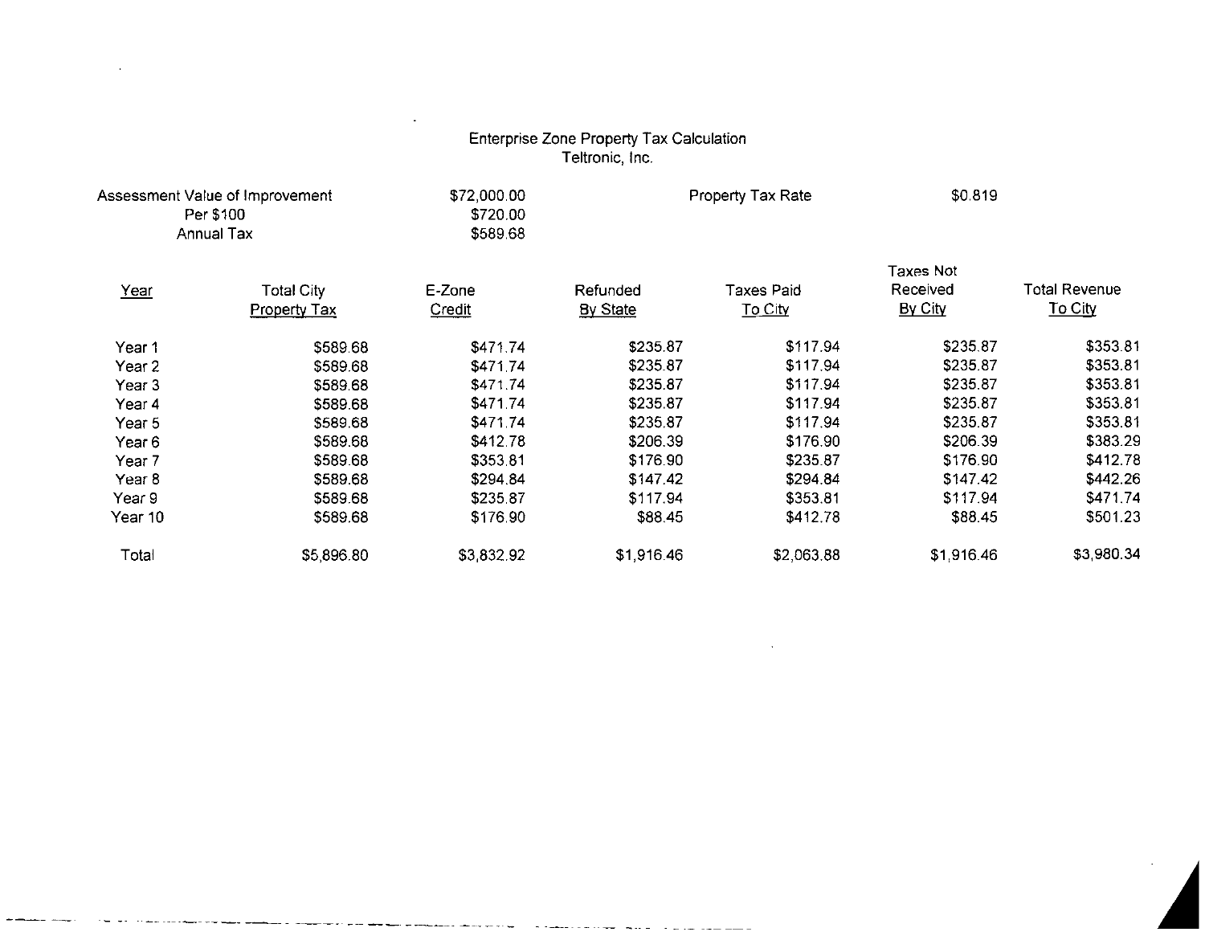# Enterprise Zone Property Tax Calculation

## Teltronic, Inc.

| | | | |
|---|---|---|---|
| Assessment Value of Improvement | $72,000.00 | Property Tax Rate | $0.819 |
| Per $100 | $720.00 | | |
| Annual Tax | $589.68 | | |

| Year | Total City Property Tax | E-Zone Credit | Refunded By State | Taxes Paid To City | Taxes Not Received By City | Total Revenue To City |
|---|---|---|---|---|---|---|
| Year 1 | $589.68 | $471.74 | $235.87 | $117.94 | $235.87 | $353.81 |
| Year 2 | $589.68 | $471.74 | $235.87 | $117.94 | $235.87 | $353.81 |
| Year 3 | $589.68 | $471.74 | $235.87 | $117.94 | $235.87 | $353.81 |
| Year 4 | $589.68 | $471.74 | $235.87 | $117.94 | $235.87 | $353.81 |
| Year 5 | $589.68 | $471.74 | $235.87 | $117.94 | $235.87 | $353.81 |
| Year 6 | $589.68 | $412.78 | $206.39 | $176.90 | $206.39 | $383.29 |
| Year 7 | $589.68 | $353.81 | $176.90 | $235.87 | $176.90 | $412.78 |
| Year 8 | $589.68 | $294.84 | $147.42 | $294.84 | $147.42 | $442.26 |
| Year 9 | $589.68 | $235.87 | $117.94 | $353.81 | $117.94 | $471.74 |
| Year 10 | $589.68 | $176.90 | $88.45 | $412.78 | $88.45 | $501.23 |
| Total | $5,896.80 | $3,832.92 | $1,916.46 | $2,063.88 | $1,916.46 | $3,980.34 |